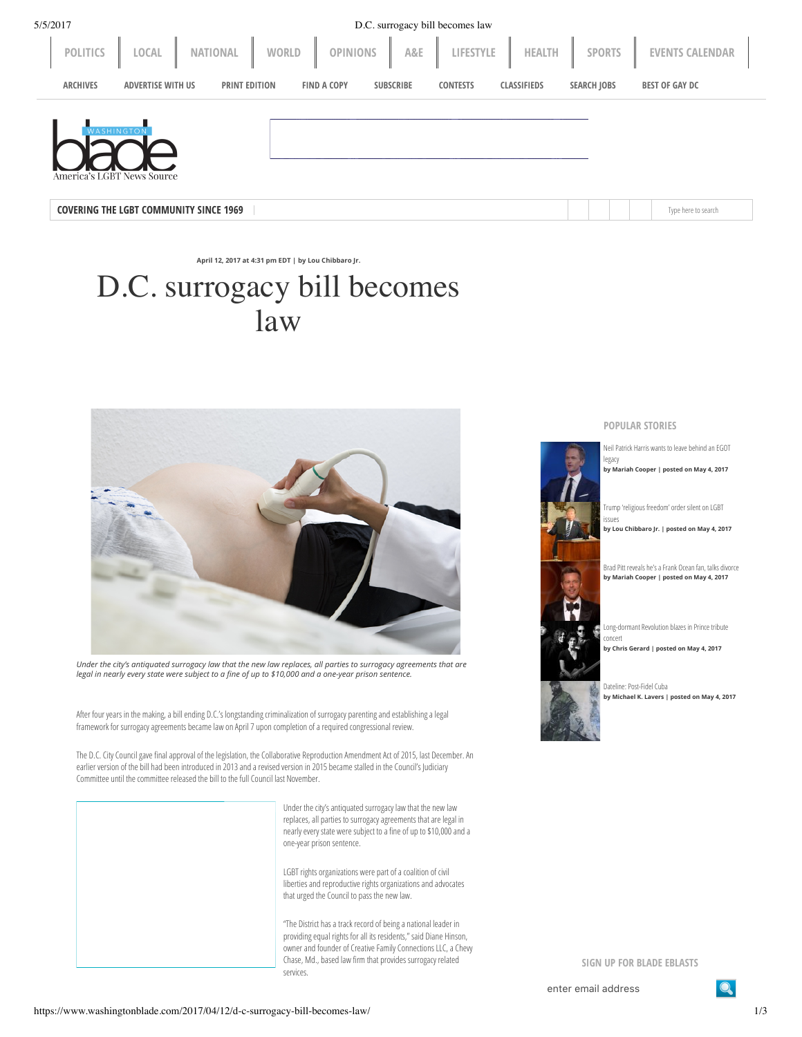April 12, 2017 at 4:31 pm EDT | by Lou Chibbaro Jr.

# D.C. surrogacy bill becomes law

*Under the city's antiquated surrogacy law that the new law replaces, all parties to surrogacy agreements that are legal in nearly every state were subject to a fine of up to $10,000 and a one-year prison sentence.*

After four years in the making, a bill ending D.C.'s longstanding criminalization of surrogacy parenting and establishing a legal framework for surrogacy agreements became law on April 7 upon completion of a required congressional review.

The D.C. City Council gave final approval of the legislation, the Collaborative Reproduction Amendment Act of 2015, last December. An earlier version of the bill had been introduced in 2013 and a revised version in 2015 became stalled in the Council's Judiciary Committee until the committee released the bill to the full Council last November.

Under the city's antiquated surrogacy law that the new law replaces, all parties to surrogacy agreements that are legal in nearly every state were subject to a fine of up to $10,000 and a one-year prison sentence.

LGBT rights organizations were part of a coalition of civil liberties and reproductive rights organizations and advocates that urged the Council to pass the new law.

"The District has a track record of being a national leader in providing equal rights for all its residents," said Diane Hinson, owner and founder of Creative Family Connections LLC, a Chevy Chase, Md., based law firm that provides surrogacy related services.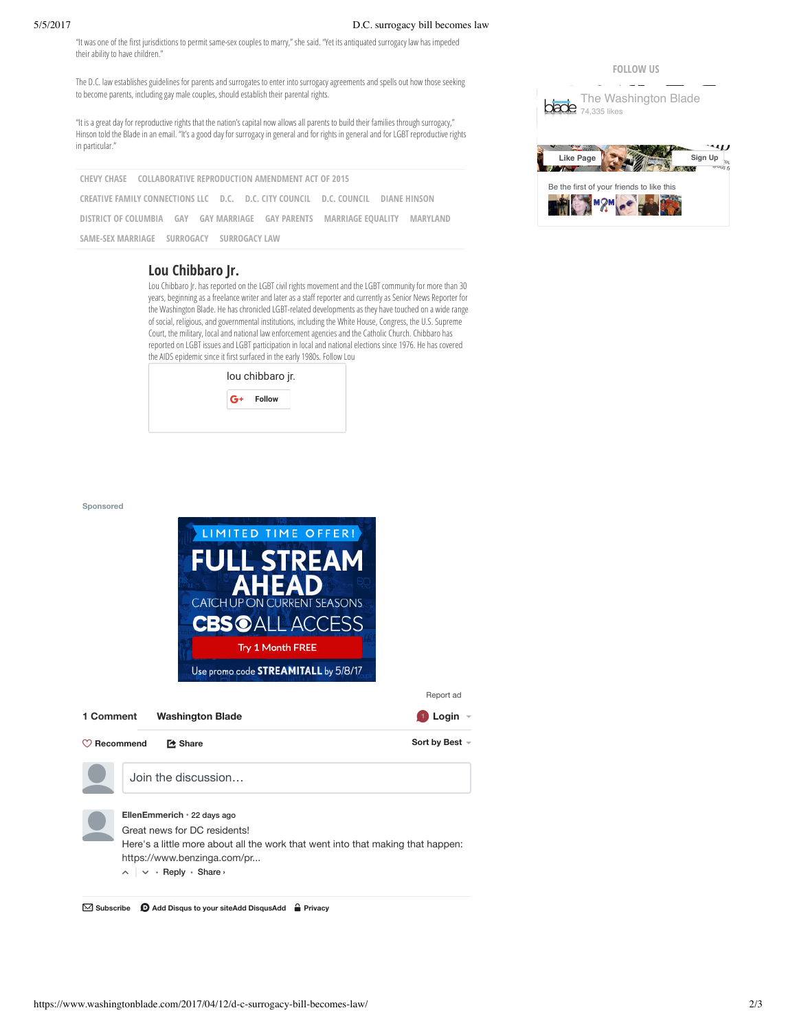"It was one of the first jurisdictions to permit same-sex couples to marry," she said. "Yet its antiquated surrogacy law has impeded their ability to have children."

The D.C. law establishes guidelines for parents and surrogates to enter into surrogacy agreements and spells out how those seeking to become parents, including gay male couples, should establish their parental rights.

"It is a great day for reproductive rights that the nation's capital now allows all parents to build their families through surrogacy," Hinson told the Blade in an email. "It's a good day for surrogacy in general and for rights in general and for LGBT reproductive rights in particular."

CHEVY CHASE · COLLABORATIVE REPRODUCTION AMENDMENT ACT OF 2015 · CREATIVE FAMILY CONNECTIONS LLC · D.C. · D.C. CITY COUNCIL · D.C. COUNCIL · DIANE HINSON · DISTRICT OF COLUMBIA · GAY · GAY MARRIAGE · GAY PARENTS · MARRIAGE EQUALITY · MARYLAND · SAME-SEX MARRIAGE · SURROGACY · SURROGACY LAW

## Lou Chibbaro Jr.

Lou Chibbaro Jr. has reported on the LGBT civil rights movement and the LGBT community for more than 30 years, beginning as a freelance writer and later as a staff reporter and currently as Senior News Reporter for the Washington Blade. He has chronicled LGBT-related developments as they have touched on a wide range of social, religious, and governmental institutions, including the White House, Congress, the U.S. Supreme Court, the military, local and national law enforcement agencies and the Catholic Church. Chibbaro has reported on LGBT issues and LGBT participation in local and national elections since 1976. He has covered the AIDS epidemic since it first surfaced in the early 1980s. Follow Lou

lou chibbaro jr.

Follow

FOLLOW US

The Washington Blade
74,335 likes

Like Page · Sign Up

Be the first of your friends to like this

Sponsored

LIMITED TIME OFFER!
FULL STREAM AHEAD
CATCH UP ON CURRENT SEASONS
CBS ALL ACCESS
Try 1 Month FREE
Use promo code STREAMITALL by 5/8/17

Report ad

1 Comment · Washington Blade · Login

Recommend · Share · Sort by Best

Join the discussion…

**EllenEmmerich** • 22 days ago
Great news for DC residents!
Here's a little more about all the work that went into that making that happen: https://www.benzinga.com/pr...

Reply • Share ›

Subscribe · Add Disqus to your siteAdd DisqusAdd · Privacy